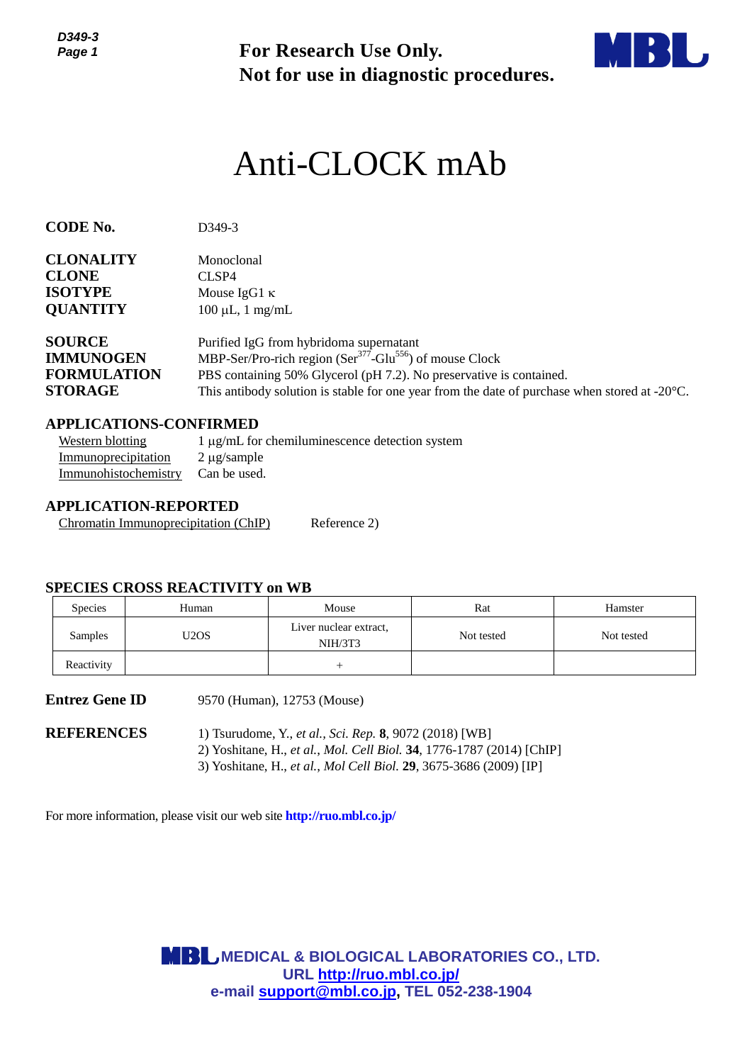**For Research Use Only.**
**Not for use in diagnostic procedures.**

# Anti-CLOCK mAb

| | |
|---|---|
| **CODE No.** | D349-3 |
| **CLONALITY** | Monoclonal |
| **CLONE** | CLSP4 |
| **ISOTYPE** | Mouse IgG1 κ |
| **QUANTITY** | 100 μL, 1 mg/mL |
| **SOURCE** | Purified IgG from hybridoma supernatant |
| **IMMUNOGEN** | MBP-Ser/Pro-rich region ($Ser^{377}$-$Glu^{556}$) of mouse Clock |
| **FORMULATION** | PBS containing 50% Glycerol (pH 7.2). No preservative is contained. |
| **STORAGE** | This antibody solution is stable for one year from the date of purchase when stored at -20°C. |

## APPLICATIONS-CONFIRMED

| | |
|---|---|
| Western blotting | 1 μg/mL for chemiluminescence detection system |
| Immunoprecipitation | 2 μg/sample |
| Immunohistochemistry | Can be used. |

## APPLICATION-REPORTED

| | |
|---|---|
| Chromatin Immunoprecipitation (ChIP) | Reference 2) |

## SPECIES CROSS REACTIVITY on WB

| Species | Human | Mouse | Rat | Hamster |
|---|---|---|---|---|
| Samples | U2OS | Liver nuclear extract, NIH/3T3 | Not tested | Not tested |
| Reactivity | | + | | |

**Entrez Gene ID** 9570 (Human), 12753 (Mouse)

**REFERENCES**

1) Tsurudome, Y., *et al.*, *Sci. Rep.* **8**, 9072 (2018) [WB]
2) Yoshitane, H., *et al.*, *Mol. Cell Biol.* **34**, 1776-1787 (2014) [ChIP]
3) Yoshitane, H., *et al.*, *Mol Cell Biol.* **29**, 3675-3686 (2009) [IP]

For more information, please visit our web site **http://ruo.mbl.co.jp/**

**MEDICAL & BIOLOGICAL LABORATORIES CO., LTD.**
**URL http://ruo.mbl.co.jp/**
**e-mail support@mbl.co.jp, TEL 052-238-1904**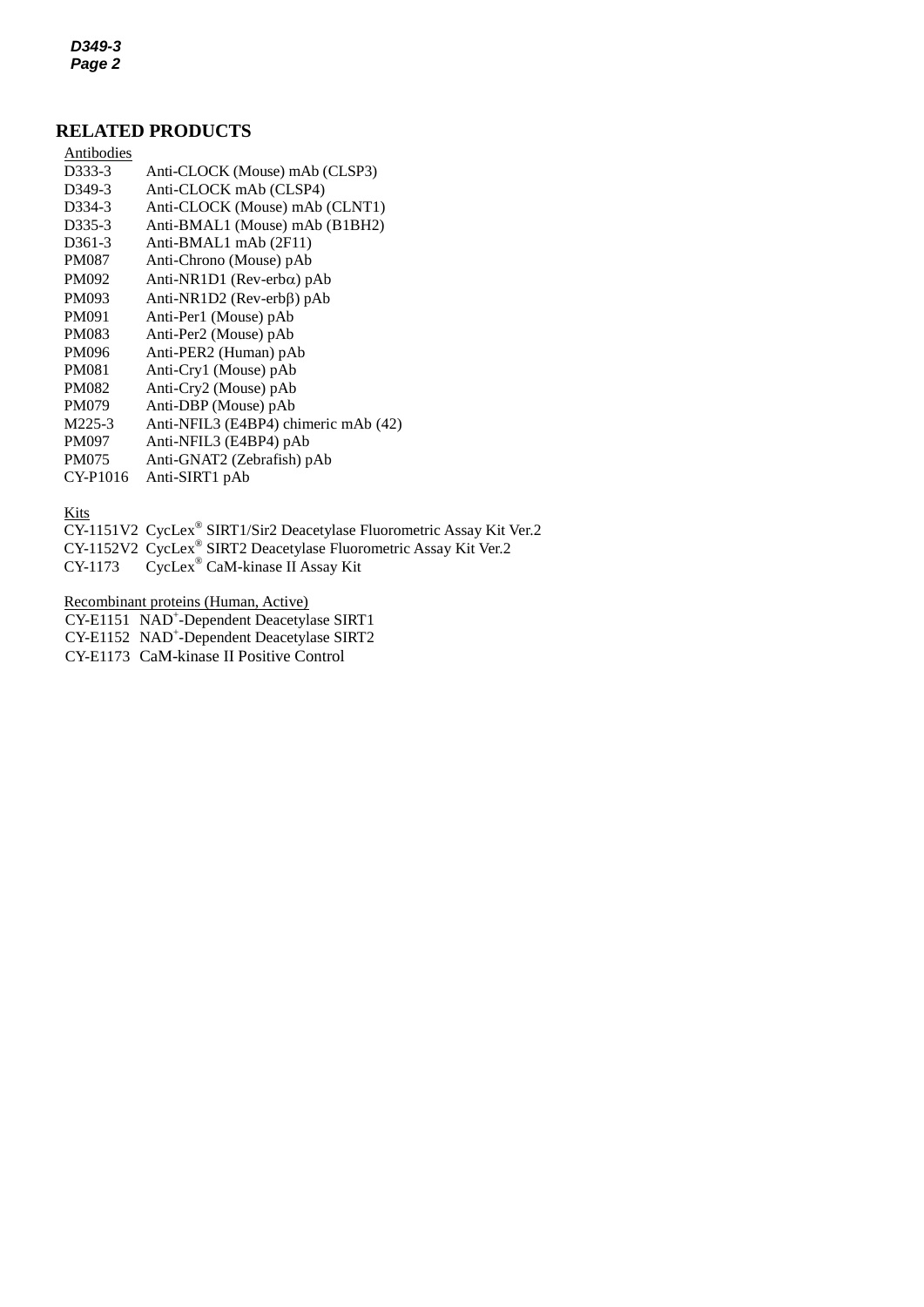## RELATED PRODUCTS

Antibodies

| | |
|---|---|
| D333-3 | Anti-CLOCK (Mouse) mAb (CLSP3) |
| D349-3 | Anti-CLOCK mAb (CLSP4) |
| D334-3 | Anti-CLOCK (Mouse) mAb (CLNT1) |
| D335-3 | Anti-BMAL1 (Mouse) mAb (B1BH2) |
| D361-3 | Anti-BMAL1 mAb (2F11) |
| PM087 | Anti-Chrono (Mouse) pAb |
| PM092 | Anti-NR1D1 (Rev-erbα) pAb |
| PM093 | Anti-NR1D2 (Rev-erbβ) pAb |
| PM091 | Anti-Per1 (Mouse) pAb |
| PM083 | Anti-Per2 (Mouse) pAb |
| PM096 | Anti-PER2 (Human) pAb |
| PM081 | Anti-Cry1 (Mouse) pAb |
| PM082 | Anti-Cry2 (Mouse) pAb |
| PM079 | Anti-DBP (Mouse) pAb |
| M225-3 | Anti-NFIL3 (E4BP4) chimeric mAb (42) |
| PM097 | Anti-NFIL3 (E4BP4) pAb |
| PM075 | Anti-GNAT2 (Zebrafish) pAb |
| CY-P1016 | Anti-SIRT1 pAb |

Kits

| | |
|---|---|
| CY-1151V2 | CycLex® SIRT1/Sir2 Deacetylase Fluorometric Assay Kit Ver.2 |
| CY-1152V2 | CycLex® SIRT2 Deacetylase Fluorometric Assay Kit Ver.2 |
| CY-1173 | CycLex® CaM-kinase II Assay Kit |

Recombinant proteins (Human, Active)

| | |
|---|---|
| CY-E1151 | $NAD^+$-Dependent Deacetylase SIRT1 |
| CY-E1152 | $NAD^+$-Dependent Deacetylase SIRT2 |
| CY-E1173 | CaM-kinase II Positive Control |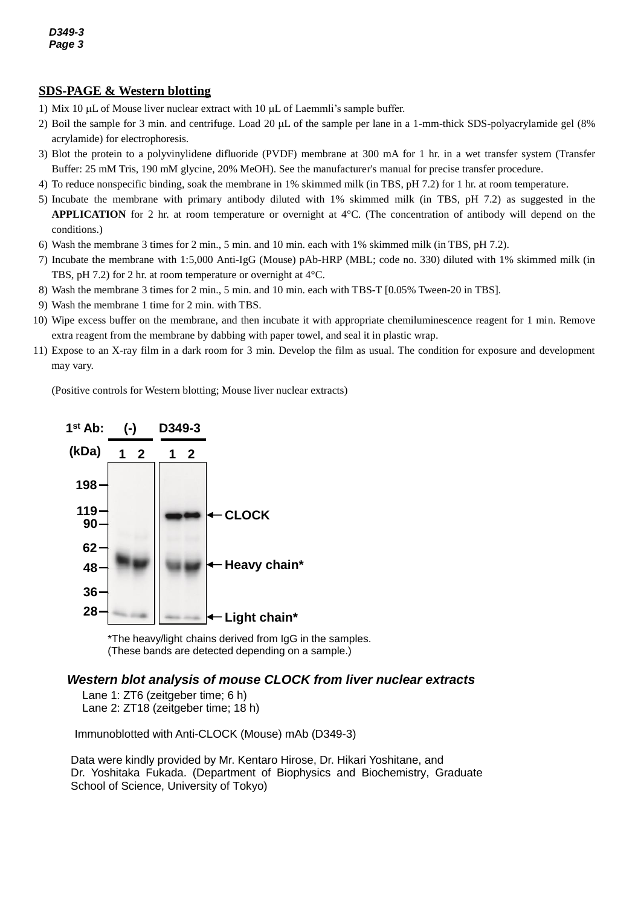## SDS-PAGE & Western blotting

1) Mix 10 μL of Mouse liver nuclear extract with 10 μL of Laemmli's sample buffer.
2) Boil the sample for 3 min. and centrifuge. Load 20 μL of the sample per lane in a 1-mm-thick SDS-polyacrylamide gel (8% acrylamide) for electrophoresis.
3) Blot the protein to a polyvinylidene difluoride (PVDF) membrane at 300 mA for 1 hr. in a wet transfer system (Transfer Buffer: 25 mM Tris, 190 mM glycine, 20% MeOH). See the manufacturer's manual for precise transfer procedure.
4) To reduce nonspecific binding, soak the membrane in 1% skimmed milk (in TBS, pH 7.2) for 1 hr. at room temperature.
5) Incubate the membrane with primary antibody diluted with 1% skimmed milk (in TBS, pH 7.2) as suggested in the **APPLICATION** for 2 hr. at room temperature or overnight at 4°C. (The concentration of antibody will depend on the conditions.)
6) Wash the membrane 3 times for 2 min., 5 min. and 10 min. each with 1% skimmed milk (in TBS, pH 7.2).
7) Incubate the membrane with 1:5,000 Anti-IgG (Mouse) pAb-HRP (MBL; code no. 330) diluted with 1% skimmed milk (in TBS, pH 7.2) for 2 hr. at room temperature or overnight at 4°C.
8) Wash the membrane 3 times for 2 min., 5 min. and 10 min. each with TBS-T [0.05% Tween-20 in TBS].
9) Wash the membrane 1 time for 2 min. with TBS.
10) Wipe excess buffer on the membrane, and then incubate it with appropriate chemiluminescence reagent for 1 min. Remove extra reagent from the membrane by dabbing with paper towel, and seal it in plastic wrap.
11) Expose to an X-ray film in a dark room for 3 min. Develop the film as usual. The condition for exposure and development may vary.

(Positive controls for Western blotting; Mouse liver nuclear extracts)

1st Ab: (-) D349-3

(kDa) 1 2 1 2

198, 119, 90, 62, 48, 36, 28

CLOCK

Heavy chain*

Light chain*

*The heavy/light chains derived from IgG in the samples.
(These bands are detected depending on a sample.)

***Western blot analysis of mouse CLOCK from liver nuclear extracts***

Lane 1: ZT6 (zeitgeber time; 6 h)
Lane 2: ZT18 (zeitgeber time; 18 h)

Immunoblotted with Anti-CLOCK (Mouse) mAb (D349-3)

Data were kindly provided by Mr. Kentaro Hirose, Dr. Hikari Yoshitane, and Dr. Yoshitaka Fukada. (Department of Biophysics and Biochemistry, Graduate School of Science, University of Tokyo)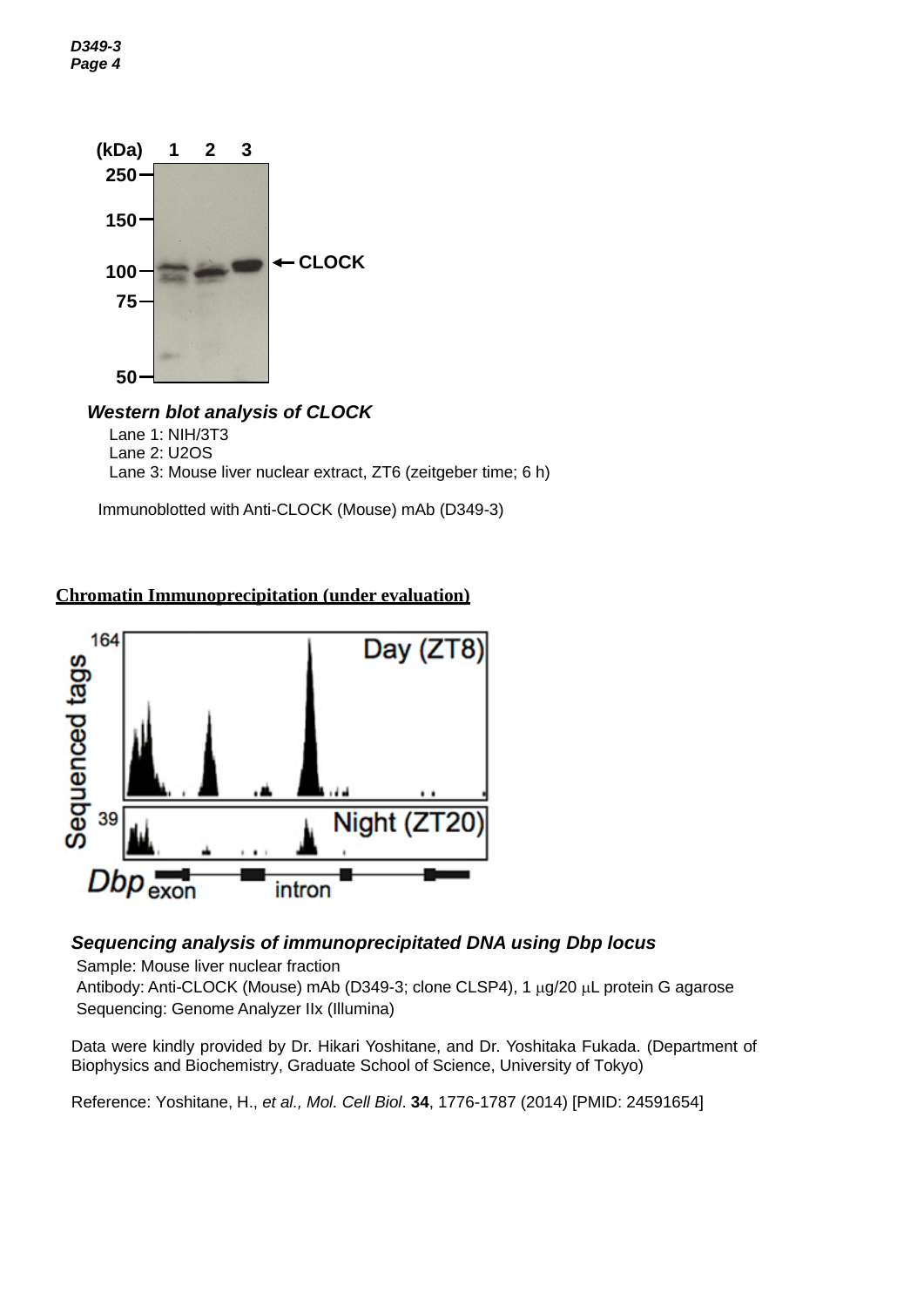***Western blot analysis of CLOCK***

Lane 1: NIH/3T3

Lane 2: U2OS

Lane 3: Mouse liver nuclear extract, ZT6 (zeitgeber time; 6 h)

Immunoblotted with Anti-CLOCK (Mouse) mAb (D349-3)

## Chromatin Immunoprecipitation (under evaluation)

***Sequencing analysis of immunoprecipitated DNA using Dbp locus***

Sample: Mouse liver nuclear fraction

Antibody: Anti-CLOCK (Mouse) mAb (D349-3; clone CLSP4), 1 μg/20 μL protein G agarose

Sequencing: Genome Analyzer IIx (Illumina)

Data were kindly provided by Dr. Hikari Yoshitane, and Dr. Yoshitaka Fukada. (Department of Biophysics and Biochemistry, Graduate School of Science, University of Tokyo)

Reference: Yoshitane, H., *et al., Mol. Cell Biol*. **34**, 1776-1787 (2014) [PMID: 24591654]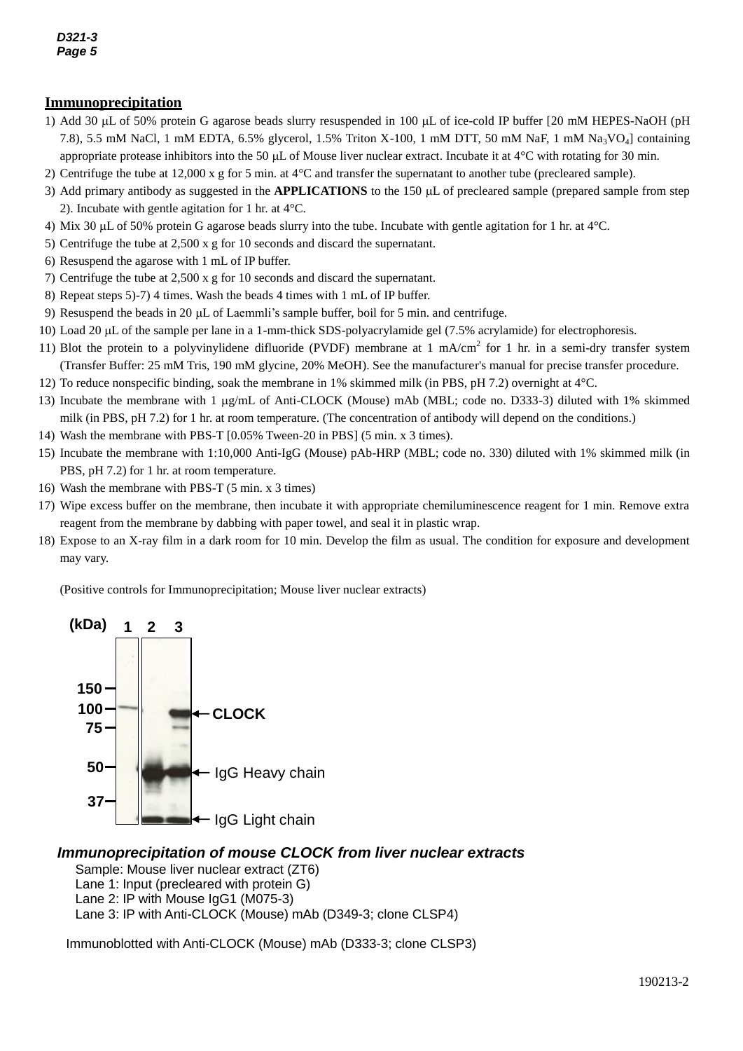## Immunoprecipitation

1) Add 30 μL of 50% protein G agarose beads slurry resuspended in 100 μL of ice-cold IP buffer [20 mM HEPES-NaOH (pH 7.8), 5.5 mM NaCl, 1 mM EDTA, 6.5% glycerol, 1.5% Triton X-100, 1 mM DTT, 50 mM NaF, 1 mM $Na_3VO_4$] containing appropriate protease inhibitors into the 50 μL of Mouse liver nuclear extract. Incubate it at 4°C with rotating for 30 min.
2) Centrifuge the tube at 12,000 x g for 5 min. at 4°C and transfer the supernatant to another tube (precleared sample).
3) Add primary antibody as suggested in the **APPLICATIONS** to the 150 μL of precleared sample (prepared sample from step 2). Incubate with gentle agitation for 1 hr. at 4°C.
4) Mix 30 μL of 50% protein G agarose beads slurry into the tube. Incubate with gentle agitation for 1 hr. at 4°C.
5) Centrifuge the tube at 2,500 x g for 10 seconds and discard the supernatant.
6) Resuspend the agarose with 1 mL of IP buffer.
7) Centrifuge the tube at 2,500 x g for 10 seconds and discard the supernatant.
8) Repeat steps 5)-7) 4 times. Wash the beads 4 times with 1 mL of IP buffer.
9) Resuspend the beads in 20 μL of Laemmli's sample buffer, boil for 5 min. and centrifuge.
10) Load 20 μL of the sample per lane in a 1-mm-thick SDS-polyacrylamide gel (7.5% acrylamide) for electrophoresis.
11) Blot the protein to a polyvinylidene difluoride (PVDF) membrane at 1 mA/$cm^2$ for 1 hr. in a semi-dry transfer system (Transfer Buffer: 25 mM Tris, 190 mM glycine, 20% MeOH). See the manufacturer's manual for precise transfer procedure.
12) To reduce nonspecific binding, soak the membrane in 1% skimmed milk (in PBS, pH 7.2) overnight at 4°C.
13) Incubate the membrane with 1 μg/mL of Anti-CLOCK (Mouse) mAb (MBL; code no. D333-3) diluted with 1% skimmed milk (in PBS, pH 7.2) for 1 hr. at room temperature. (The concentration of antibody will depend on the conditions.)
14) Wash the membrane with PBS-T [0.05% Tween-20 in PBS] (5 min. x 3 times).
15) Incubate the membrane with 1:10,000 Anti-IgG (Mouse) pAb-HRP (MBL; code no. 330) diluted with 1% skimmed milk (in PBS, pH 7.2) for 1 hr. at room temperature.
16) Wash the membrane with PBS-T (5 min. x 3 times)
17) Wipe excess buffer on the membrane, then incubate it with appropriate chemiluminescence reagent for 1 min. Remove extra reagent from the membrane by dabbing with paper towel, and seal it in plastic wrap.
18) Expose to an X-ray film in a dark room for 10 min. Develop the film as usual. The condition for exposure and development may vary.

(Positive controls for Immunoprecipitation; Mouse liver nuclear extracts)

(kDa) 1 2 3
150
100
75
50
37
CLOCK
IgG Heavy chain
IgG Light chain

***Immunoprecipitation of mouse CLOCK from liver nuclear extracts***

Sample: Mouse liver nuclear extract (ZT6)
Lane 1: Input (precleared with protein G)
Lane 2: IP with Mouse IgG1 (M075-3)
Lane 3: IP with Anti-CLOCK (Mouse) mAb (D349-3; clone CLSP4)

Immunoblotted with Anti-CLOCK (Mouse) mAb (D333-3; clone CLSP3)

190213-2